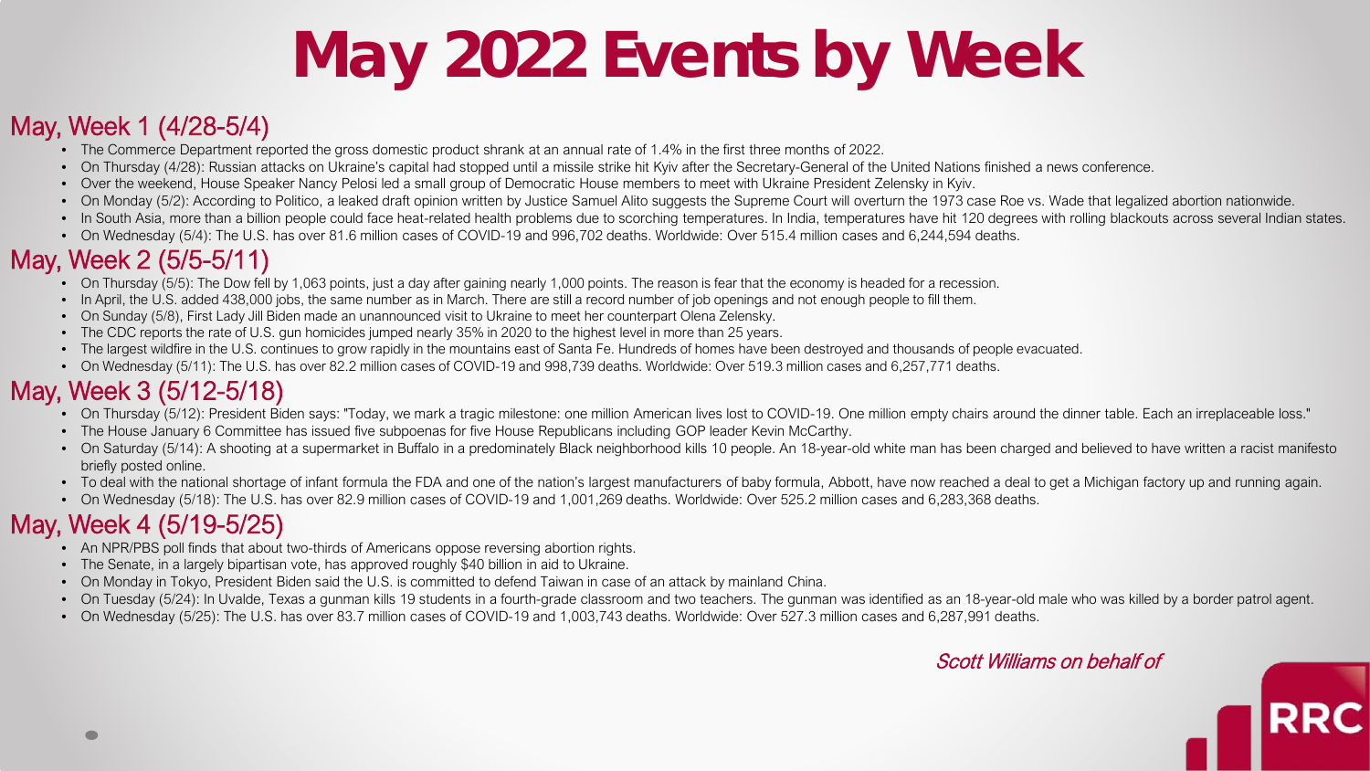# May 2022 Events by Week

## May, Week 1 (4/28-5/4)

- The Commerce Department reported the gross domestic product shrank at an annual rate of 1.4% in the first three months of 2022.
- On Thursday (4/28): Russian attacks on Ukraine's capital had stopped until a missile strike hit Kyiv after the Secretary-General of the United Nations finished a news conference.
- Over the weekend, House Speaker Nancy Pelosi led a small group of Democratic House members to meet with Ukraine President Zelensky in Kyiv.
- On Monday (5/2): According to Politico, a leaked draft opinion written by Justice Samuel Alito suggests the Supreme Court will overturn the 1973 case Roe vs. Wade that legalized abortion nationwide.
- In South Asia, more than a billion people could face heat-related health problems due to scorching temperatures. In India, temperatures have hit 120 degrees with rolling blackouts across several Indian states.
- On Wednesday (5/4): The U.S. has over 81.6 million cases of COVID-19 and 996,702 deaths. Worldwide: Over 515.4 million cases and 6,244,594 deaths.

## May, Week 2 (5/5-5/11)

- On Thursday (5/5): The Dow fell by 1,063 points, just a day after gaining nearly 1,000 points. The reason is fear that the economy is headed for a recession.
- In April, the U.S. added 438,000 jobs, the same number as in March. There are still a record number of job openings and not enough people to fill them.
- On Sunday (5/8), First Lady Jill Biden made an unannounced visit to Ukraine to meet her counterpart Olena Zelensky.
- The CDC reports the rate of U.S. gun homicides jumped nearly 35% in 2020 to the highest level in more than 25 years.
- The largest wildfire in the U.S. continues to grow rapidly in the mountains east of Santa Fe. Hundreds of homes have been destroyed and thousands of people evacuated.
- On Wednesday (5/11): The U.S. has over 82.2 million cases of COVID-19 and 998,739 deaths. Worldwide: Over 519.3 million cases and 6,257,771 deaths.

## May, Week 3 (5/12-5/18)

- On Thursday (5/12): President Biden says: "Today, we mark a tragic milestone: one million American lives lost to COVID-19. One million empty chairs around the dinner table. Each an irreplaceable loss."
- The House January 6 Committee has issued five subpoenas for five House Republicans including GOP leader Kevin McCarthy.
- On Saturday (5/14): A shooting at a supermarket in Buffalo in a predominately Black neighborhood kills 10 people. An 18-year-old white man has been charged and believed to have written a racist manifesto briefly posted online.
- To deal with the national shortage of infant formula the FDA and one of the nation's largest manufacturers of baby formula, Abbott, have now reached a deal to get a Michigan factory up and running again.
- On Wednesday (5/18): The U.S. has over 82.9 million cases of COVID-19 and 1,001,269 deaths. Worldwide: Over 525.2 million cases and 6,283,368 deaths.

## May, Week 4 (5/19-5/25)

- An NPR/PBS poll finds that about two-thirds of Americans oppose reversing abortion rights.
- The Senate, in a largely bipartisan vote, has approved roughly $40 billion in aid to Ukraine.
- On Monday in Tokyo, President Biden said the U.S. is committed to defend Taiwan in case of an attack by mainland China.
- On Tuesday (5/24): In Uvalde, Texas a gunman kills 19 students in a fourth-grade classroom and two teachers. The gunman was identified as an 18-year-old male who was killed by a border patrol agent.
- On Wednesday (5/25): The U.S. has over 83.7 million cases of COVID-19 and 1,003,743 deaths. Worldwide: Over 527.3 million cases and 6,287,991 deaths.

*Scott Williams on behalf of*

RRC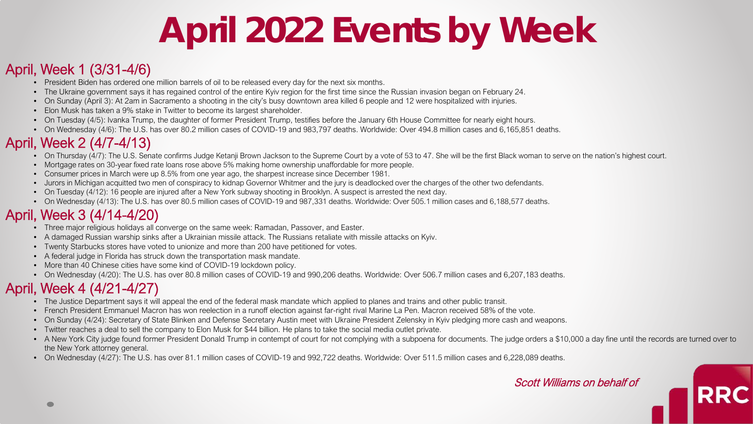# April 2022 Events by Week

## April, Week 1 (3/31-4/6)

- President Biden has ordered one million barrels of oil to be released every day for the next six months.
- The Ukraine government says it has regained control of the entire Kyiv region for the first time since the Russian invasion began on February 24.
- On Sunday (April 3): At 2am in Sacramento a shooting in the city's busy downtown area killed 6 people and 12 were hospitalized with injuries.
- Elon Musk has taken a 9% stake in Twitter to become its largest shareholder.
- On Tuesday (4/5): Ivanka Trump, the daughter of former President Trump, testifies before the January 6th House Committee for nearly eight hours.
- On Wednesday (4/6): The U.S. has over 80.2 million cases of COVID-19 and 983,797 deaths. Worldwide: Over 494.8 million cases and 6,165,851 deaths.

## April, Week 2 (4/7-4/13)

- On Thursday (4/7): The U.S. Senate confirms Judge Ketanji Brown Jackson to the Supreme Court by a vote of 53 to 47. She will be the first Black woman to serve on the nation's highest court.
- Mortgage rates on 30-year fixed rate loans rose above 5% making home ownership unaffordable for more people.
- Consumer prices in March were up 8.5% from one year ago, the sharpest increase since December 1981.
- Jurors in Michigan acquitted two men of conspiracy to kidnap Governor Whitmer and the jury is deadlocked over the charges of the other two defendants.
- On Tuesday (4/12): 16 people are injured after a New York subway shooting in Brooklyn. A suspect is arrested the next day.
- On Wednesday (4/13): The U.S. has over 80.5 million cases of COVID-19 and 987,331 deaths. Worldwide: Over 505.1 million cases and 6,188,577 deaths.

## April, Week 3 (4/14-4/20)

- Three major religious holidays all converge on the same week: Ramadan, Passover, and Easter.
- A damaged Russian warship sinks after a Ukrainian missile attack. The Russians retaliate with missile attacks on Kyiv.
- Twenty Starbucks stores have voted to unionize and more than 200 have petitioned for votes.
- A federal judge in Florida has struck down the transportation mask mandate.
- More than 40 Chinese cities have some kind of COVID-19 lockdown policy.
- On Wednesday (4/20): The U.S. has over 80.8 million cases of COVID-19 and 990,206 deaths. Worldwide: Over 506.7 million cases and 6,207,183 deaths.

## April, Week 4 (4/21-4/27)

- The Justice Department says it will appeal the end of the federal mask mandate which applied to planes and trains and other public transit.
- French President Emmanuel Macron has won reelection in a runoff election against far-right rival Marine La Pen. Macron received 58% of the vote.
- On Sunday (4/24): Secretary of State Blinken and Defense Secretary Austin meet with Ukraine President Zelensky in Kyiv pledging more cash and weapons.
- Twitter reaches a deal to sell the company to Elon Musk for $44 billion. He plans to take the social media outlet private.
- A New York City judge found former President Donald Trump in contempt of court for not complying with a subpoena for documents. The judge orders a $10,000 a day fine until the records are turned over to the New York attorney general.
- On Wednesday (4/27): The U.S. has over 81.1 million cases of COVID-19 and 992,722 deaths. Worldwide: Over 511.5 million cases and 6,228,089 deaths.

*Scott Williams on behalf of*

RRC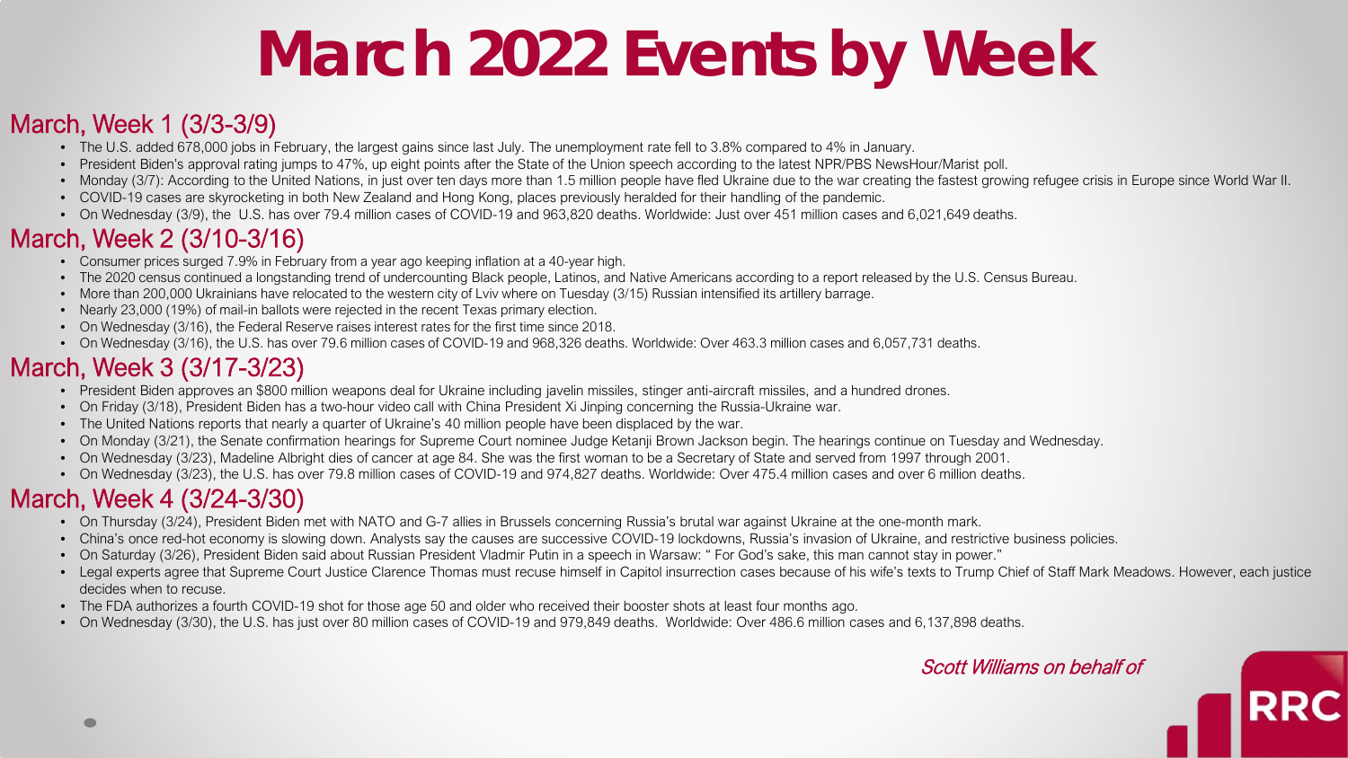# March 2022 Events by Week

## March, Week 1 (3/3-3/9)

- The U.S. added 678,000 jobs in February, the largest gains since last July. The unemployment rate fell to 3.8% compared to 4% in January.
- President Biden's approval rating jumps to 47%, up eight points after the State of the Union speech according to the latest NPR/PBS NewsHour/Marist poll.
- Monday (3/7): According to the United Nations, in just over ten days more than 1.5 million people have fled Ukraine due to the war creating the fastest growing refugee crisis in Europe since World War II.
- COVID-19 cases are skyrocketing in both New Zealand and Hong Kong, places previously heralded for their handling of the pandemic.
- On Wednesday (3/9), the U.S. has over 79.4 million cases of COVID-19 and 963,820 deaths. Worldwide: Just over 451 million cases and 6,021,649 deaths.

## March, Week 2 (3/10-3/16)

- Consumer prices surged 7.9% in February from a year ago keeping inflation at a 40-year high.
- The 2020 census continued a longstanding trend of undercounting Black people, Latinos, and Native Americans according to a report released by the U.S. Census Bureau.
- More than 200,000 Ukrainians have relocated to the western city of Lviv where on Tuesday (3/15) Russian intensified its artillery barrage.
- Nearly 23,000 (19%) of mail-in ballots were rejected in the recent Texas primary election.
- On Wednesday (3/16), the Federal Reserve raises interest rates for the first time since 2018.
- On Wednesday (3/16), the U.S. has over 79.6 million cases of COVID-19 and 968,326 deaths. Worldwide: Over 463.3 million cases and 6,057,731 deaths.

## March, Week 3 (3/17-3/23)

- President Biden approves an $800 million weapons deal for Ukraine including javelin missiles, stinger anti-aircraft missiles, and a hundred drones.
- On Friday (3/18), President Biden has a two-hour video call with China President Xi Jinping concerning the Russia-Ukraine war.
- The United Nations reports that nearly a quarter of Ukraine's 40 million people have been displaced by the war.
- On Monday (3/21), the Senate confirmation hearings for Supreme Court nominee Judge Ketanji Brown Jackson begin. The hearings continue on Tuesday and Wednesday.
- On Wednesday (3/23), Madeline Albright dies of cancer at age 84. She was the first woman to be a Secretary of State and served from 1997 through 2001.
- On Wednesday (3/23), the U.S. has over 79.8 million cases of COVID-19 and 974,827 deaths. Worldwide: Over 475.4 million cases and over 6 million deaths.

## March, Week 4 (3/24-3/30)

- On Thursday (3/24), President Biden met with NATO and G-7 allies in Brussels concerning Russia's brutal war against Ukraine at the one-month mark.
- China's once red-hot economy is slowing down. Analysts say the causes are successive COVID-19 lockdowns, Russia's invasion of Ukraine, and restrictive business policies.
- On Saturday (3/26), President Biden said about Russian President Vladmir Putin in a speech in Warsaw: " For God's sake, this man cannot stay in power."
- Legal experts agree that Supreme Court Justice Clarence Thomas must recuse himself in Capitol insurrection cases because of his wife's texts to Trump Chief of Staff Mark Meadows. However, each justice decides when to recuse.
- The FDA authorizes a fourth COVID-19 shot for those age 50 and older who received their booster shots at least four months ago.
- On Wednesday (3/30), the U.S. has just over 80 million cases of COVID-19 and 979,849 deaths. Worldwide: Over 486.6 million cases and 6,137,898 deaths.

*Scott Williams on behalf of*

RRC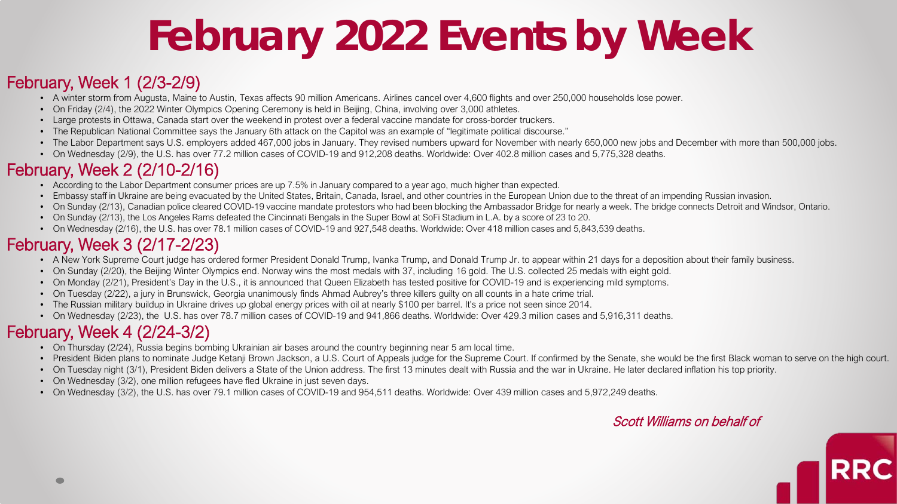# February 2022 Events by Week

## February, Week 1 (2/3-2/9)

- A winter storm from Augusta, Maine to Austin, Texas affects 90 million Americans. Airlines cancel over 4,600 flights and over 250,000 households lose power.
- On Friday (2/4), the 2022 Winter Olympics Opening Ceremony is held in Beijing, China, involving over 3,000 athletes.
- Large protests in Ottawa, Canada start over the weekend in protest over a federal vaccine mandate for cross-border truckers.
- The Republican National Committee says the January 6th attack on the Capitol was an example of "legitimate political discourse."
- The Labor Department says U.S. employers added 467,000 jobs in January. They revised numbers upward for November with nearly 650,000 new jobs and December with more than 500,000 jobs.
- On Wednesday (2/9), the U.S. has over 77.2 million cases of COVID-19 and 912,208 deaths. Worldwide: Over 402.8 million cases and 5,775,328 deaths.

## February, Week 2 (2/10-2/16)

- According to the Labor Department consumer prices are up 7.5% in January compared to a year ago, much higher than expected.
- Embassy staff in Ukraine are being evacuated by the United States, Britain, Canada, Israel, and other countries in the European Union due to the threat of an impending Russian invasion.
- On Sunday (2/13), Canadian police cleared COVID-19 vaccine mandate protestors who had been blocking the Ambassador Bridge for nearly a week. The bridge connects Detroit and Windsor, Ontario.
- On Sunday (2/13), the Los Angeles Rams defeated the Cincinnati Bengals in the Super Bowl at SoFi Stadium in L.A. by a score of 23 to 20.
- On Wednesday (2/16), the U.S. has over 78.1 million cases of COVID-19 and 927,548 deaths. Worldwide: Over 418 million cases and 5,843,539 deaths.

## February, Week 3 (2/17-2/23)

- A New York Supreme Court judge has ordered former President Donald Trump, Ivanka Trump, and Donald Trump Jr. to appear within 21 days for a deposition about their family business.
- On Sunday (2/20), the Beijing Winter Olympics end. Norway wins the most medals with 37, including 16 gold. The U.S. collected 25 medals with eight gold.
- On Monday (2/21), President's Day in the U.S., it is announced that Queen Elizabeth has tested positive for COVID-19 and is experiencing mild symptoms.
- On Tuesday (2/22), a jury in Brunswick, Georgia unanimously finds Ahmad Aubrey's three killers guilty on all counts in a hate crime trial.
- The Russian military buildup in Ukraine drives up global energy prices with oil at nearly $100 per barrel. It's a price not seen since 2014.
- On Wednesday (2/23), the U.S. has over 78.7 million cases of COVID-19 and 941,866 deaths. Worldwide: Over 429.3 million cases and 5,916,311 deaths.

## February, Week 4 (2/24-3/2)

- On Thursday (2/24), Russia begins bombing Ukrainian air bases around the country beginning near 5 am local time.
- President Biden plans to nominate Judge Ketanji Brown Jackson, a U.S. Court of Appeals judge for the Supreme Court. If confirmed by the Senate, she would be the first Black woman to serve on the high court.
- On Tuesday night (3/1), President Biden delivers a State of the Union address. The first 13 minutes dealt with Russia and the war in Ukraine. He later declared inflation his top priority.
- On Wednesday (3/2), one million refugees have fled Ukraine in just seven days.
- On Wednesday (3/2), the U.S. has over 79.1 million cases of COVID-19 and 954,511 deaths. Worldwide: Over 439 million cases and 5,972,249 deaths.

*Scott Williams on behalf of*

RRC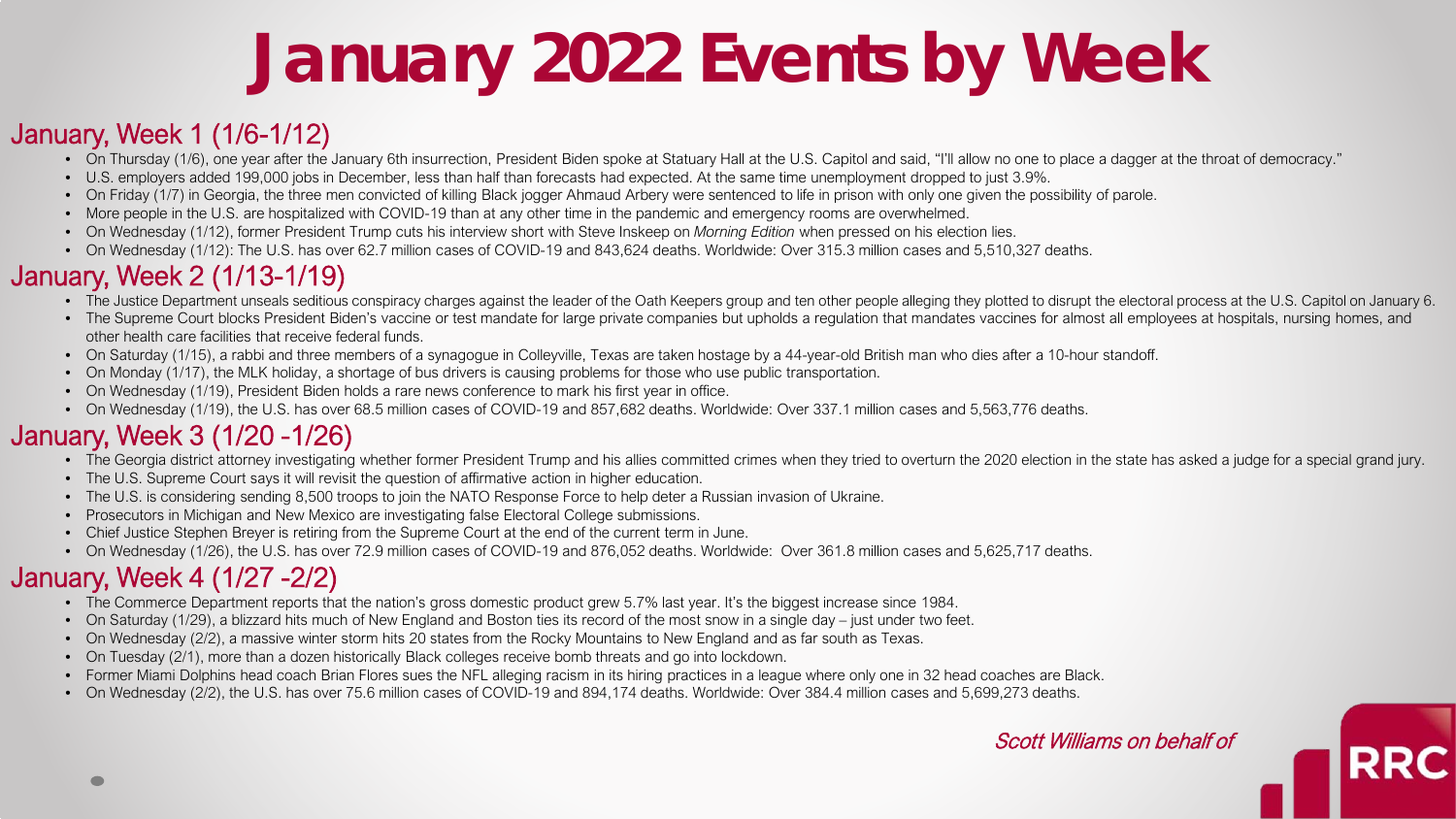# January 2022 Events by Week

## January, Week 1 (1/6-1/12)

- On Thursday (1/6), one year after the January 6th insurrection, President Biden spoke at Statuary Hall at the U.S. Capitol and said, "I'll allow no one to place a dagger at the throat of democracy."
- U.S. employers added 199,000 jobs in December, less than half than forecasts had expected. At the same time unemployment dropped to just 3.9%.
- On Friday (1/7) in Georgia, the three men convicted of killing Black jogger Ahmaud Arbery were sentenced to life in prison with only one given the possibility of parole.
- More people in the U.S. are hospitalized with COVID-19 than at any other time in the pandemic and emergency rooms are overwhelmed.
- On Wednesday (1/12), former President Trump cuts his interview short with Steve Inskeep on *Morning Edition* when pressed on his election lies.
- On Wednesday (1/12): The U.S. has over 62.7 million cases of COVID-19 and 843,624 deaths. Worldwide: Over 315.3 million cases and 5,510,327 deaths.

## January, Week 2 (1/13-1/19)

- The Justice Department unseals seditious conspiracy charges against the leader of the Oath Keepers group and ten other people alleging they plotted to disrupt the electoral process at the U.S. Capitol on January 6.
- The Supreme Court blocks President Biden's vaccine or test mandate for large private companies but upholds a regulation that mandates vaccines for almost all employees at hospitals, nursing homes, and other health care facilities that receive federal funds.
- On Saturday (1/15), a rabbi and three members of a synagogue in Colleyville, Texas are taken hostage by a 44-year-old British man who dies after a 10-hour standoff.
- On Monday (1/17), the MLK holiday, a shortage of bus drivers is causing problems for those who use public transportation.
- On Wednesday (1/19), President Biden holds a rare news conference to mark his first year in office.
- On Wednesday (1/19), the U.S. has over 68.5 million cases of COVID-19 and 857,682 deaths. Worldwide: Over 337.1 million cases and 5,563,776 deaths.

## January, Week 3 (1/20 -1/26)

- The Georgia district attorney investigating whether former President Trump and his allies committed crimes when they tried to overturn the 2020 election in the state has asked a judge for a special grand jury.
- The U.S. Supreme Court says it will revisit the question of affirmative action in higher education.
- The U.S. is considering sending 8,500 troops to join the NATO Response Force to help deter a Russian invasion of Ukraine.
- Prosecutors in Michigan and New Mexico are investigating false Electoral College submissions.
- Chief Justice Stephen Breyer is retiring from the Supreme Court at the end of the current term in June.
- On Wednesday (1/26), the U.S. has over 72.9 million cases of COVID-19 and 876,052 deaths. Worldwide: Over 361.8 million cases and 5,625,717 deaths.

## January, Week 4 (1/27 -2/2)

- The Commerce Department reports that the nation's gross domestic product grew 5.7% last year. It's the biggest increase since 1984.
- On Saturday (1/29), a blizzard hits much of New England and Boston ties its record of the most snow in a single day – just under two feet.
- On Wednesday (2/2), a massive winter storm hits 20 states from the Rocky Mountains to New England and as far south as Texas.
- On Tuesday (2/1), more than a dozen historically Black colleges receive bomb threats and go into lockdown.
- Former Miami Dolphins head coach Brian Flores sues the NFL alleging racism in its hiring practices in a league where only one in 32 head coaches are Black.
- On Wednesday (2/2), the U.S. has over 75.6 million cases of COVID-19 and 894,174 deaths. Worldwide: Over 384.4 million cases and 5,699,273 deaths.

*Scott Williams on behalf of*

RRC